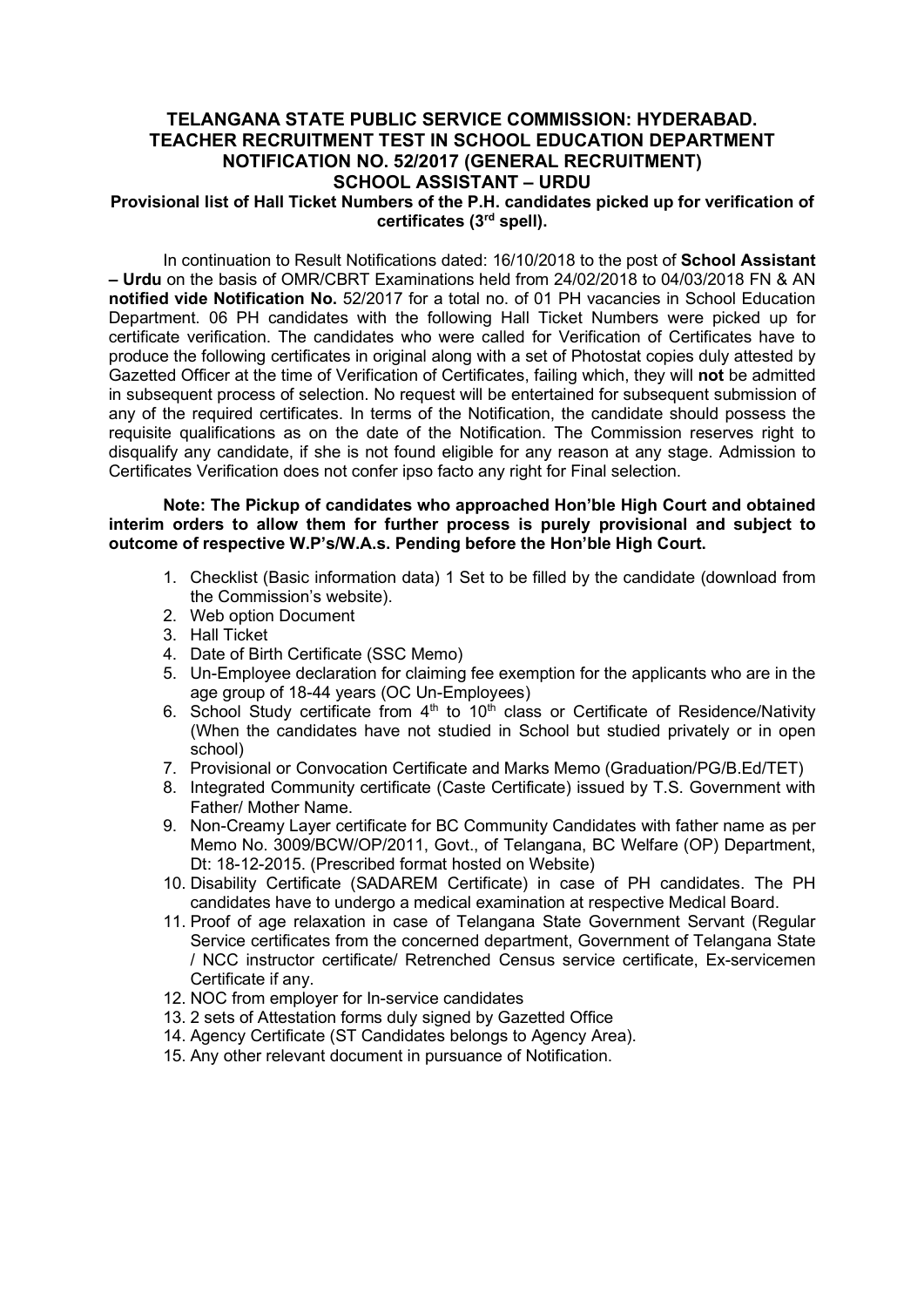# TELANGANA STATE PUBLIC SERVICE COMMISSION: HYDERABAD.
## TEACHER RECRUITMENT TEST IN SCHOOL EDUCATION DEPARTMENT
## NOTIFICATION NO. 52/2017 (GENERAL RECRUITMENT)
## SCHOOL ASSISTANT – URDU

**Provisional list of Hall Ticket Numbers of the P.H. candidates picked up for verification of certificates (3rd spell).**

In continuation to Result Notifications dated: 16/10/2018 to the post of **School Assistant – Urdu** on the basis of OMR/CBRT Examinations held from 24/02/2018 to 04/03/2018 FN & AN **notified vide Notification No.** 52/2017 for a total no. of 01 PH vacancies in School Education Department. 06 PH candidates with the following Hall Ticket Numbers were picked up for certificate verification. The candidates who were called for Verification of Certificates have to produce the following certificates in original along with a set of Photostat copies duly attested by Gazetted Officer at the time of Verification of Certificates, failing which, they will **not** be admitted in subsequent process of selection. No request will be entertained for subsequent submission of any of the required certificates. In terms of the Notification, the candidate should possess the requisite qualifications as on the date of the Notification. The Commission reserves right to disqualify any candidate, if she is not found eligible for any reason at any stage. Admission to Certificates Verification does not confer ipso facto any right for Final selection.

**Note: The Pickup of candidates who approached Hon'ble High Court and obtained interim orders to allow them for further process is purely provisional and subject to outcome of respective W.P's/W.A.s. Pending before the Hon'ble High Court.**

1. Checklist (Basic information data) 1 Set to be filled by the candidate (download from the Commission's website).
2. Web option Document
3. Hall Ticket
4. Date of Birth Certificate (SSC Memo)
5. Un-Employee declaration for claiming fee exemption for the applicants who are in the age group of 18-44 years (OC Un-Employees)
6. School Study certificate from 4th to 10th class or Certificate of Residence/Nativity (When the candidates have not studied in School but studied privately or in open school)
7. Provisional or Convocation Certificate and Marks Memo (Graduation/PG/B.Ed/TET)
8. Integrated Community certificate (Caste Certificate) issued by T.S. Government with Father/ Mother Name.
9. Non-Creamy Layer certificate for BC Community Candidates with father name as per Memo No. 3009/BCW/OP/2011, Govt., of Telangana, BC Welfare (OP) Department, Dt: 18-12-2015. (Prescribed format hosted on Website)
10. Disability Certificate (SADAREM Certificate) in case of PH candidates. The PH candidates have to undergo a medical examination at respective Medical Board.
11. Proof of age relaxation in case of Telangana State Government Servant (Regular Service certificates from the concerned department, Government of Telangana State / NCC instructor certificate/ Retrenched Census service certificate, Ex-servicemen Certificate if any.
12. NOC from employer for In-service candidates
13. 2 sets of Attestation forms duly signed by Gazetted Office
14. Agency Certificate (ST Candidates belongs to Agency Area).
15. Any other relevant document in pursuance of Notification.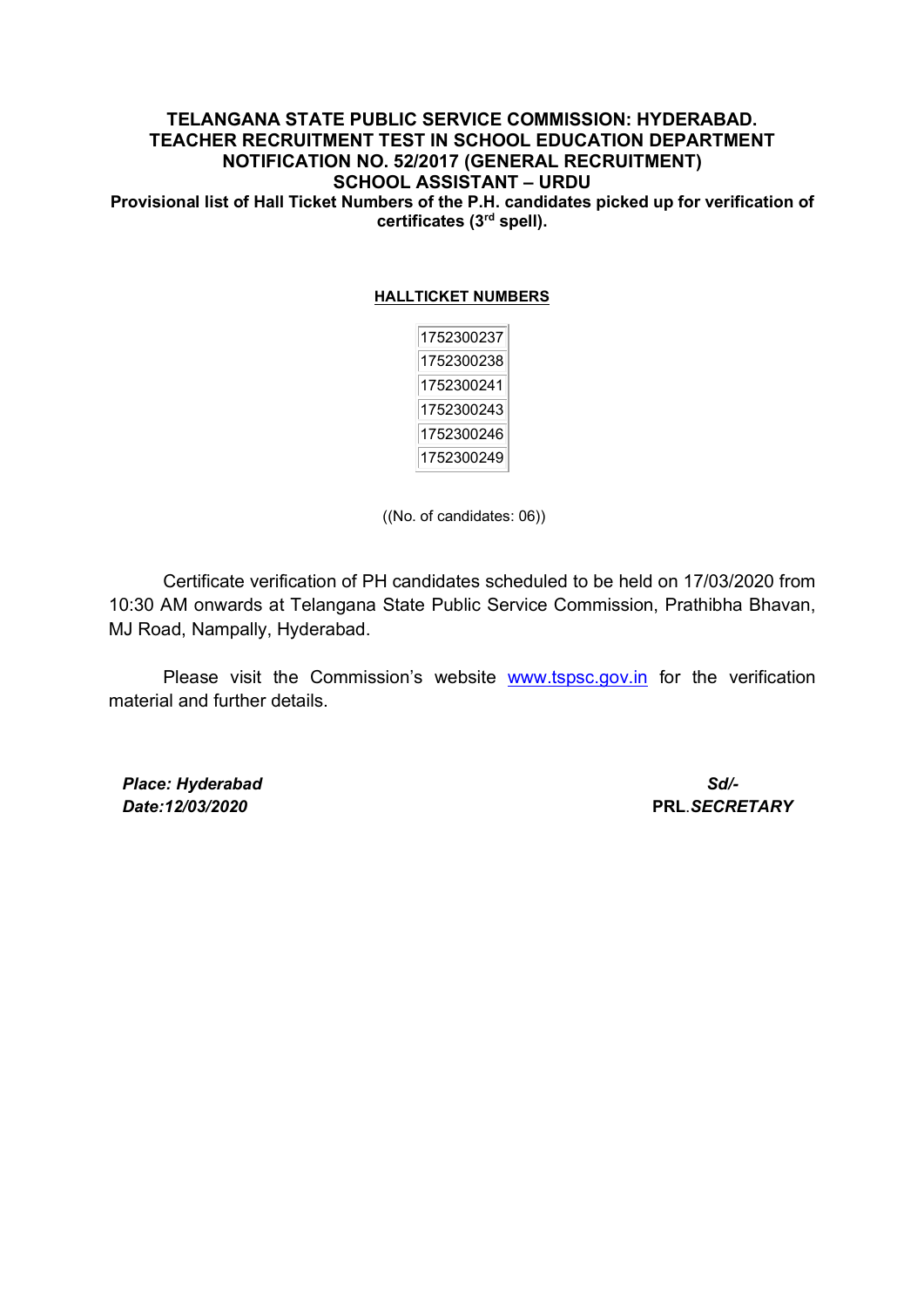**TELANGANA STATE PUBLIC SERVICE COMMISSION: HYDERABAD.**
**TEACHER RECRUITMENT TEST IN SCHOOL EDUCATION DEPARTMENT**
**NOTIFICATION NO. 52/2017 (GENERAL RECRUITMENT)**
**SCHOOL ASSISTANT – URDU**
**Provisional list of Hall Ticket Numbers of the P.H. candidates picked up for verification of certificates (3rd spell).**

**HALLTICKET NUMBERS**

| |
|---|
| 1752300237 |
| 1752300238 |
| 1752300241 |
| 1752300243 |
| 1752300246 |
| 1752300249 |

((No. of candidates: 06))

Certificate verification of PH candidates scheduled to be held on 17/03/2020 from 10:30 AM onwards at Telangana State Public Service Commission, Prathibha Bhavan, MJ Road, Nampally, Hyderabad.

Please visit the Commission's website www.tspsc.gov.in for the verification material and further details.

***Place: Hyderabad***
***Date:12/03/2020***

*Sd/-*
**PRL.*SECRETARY***